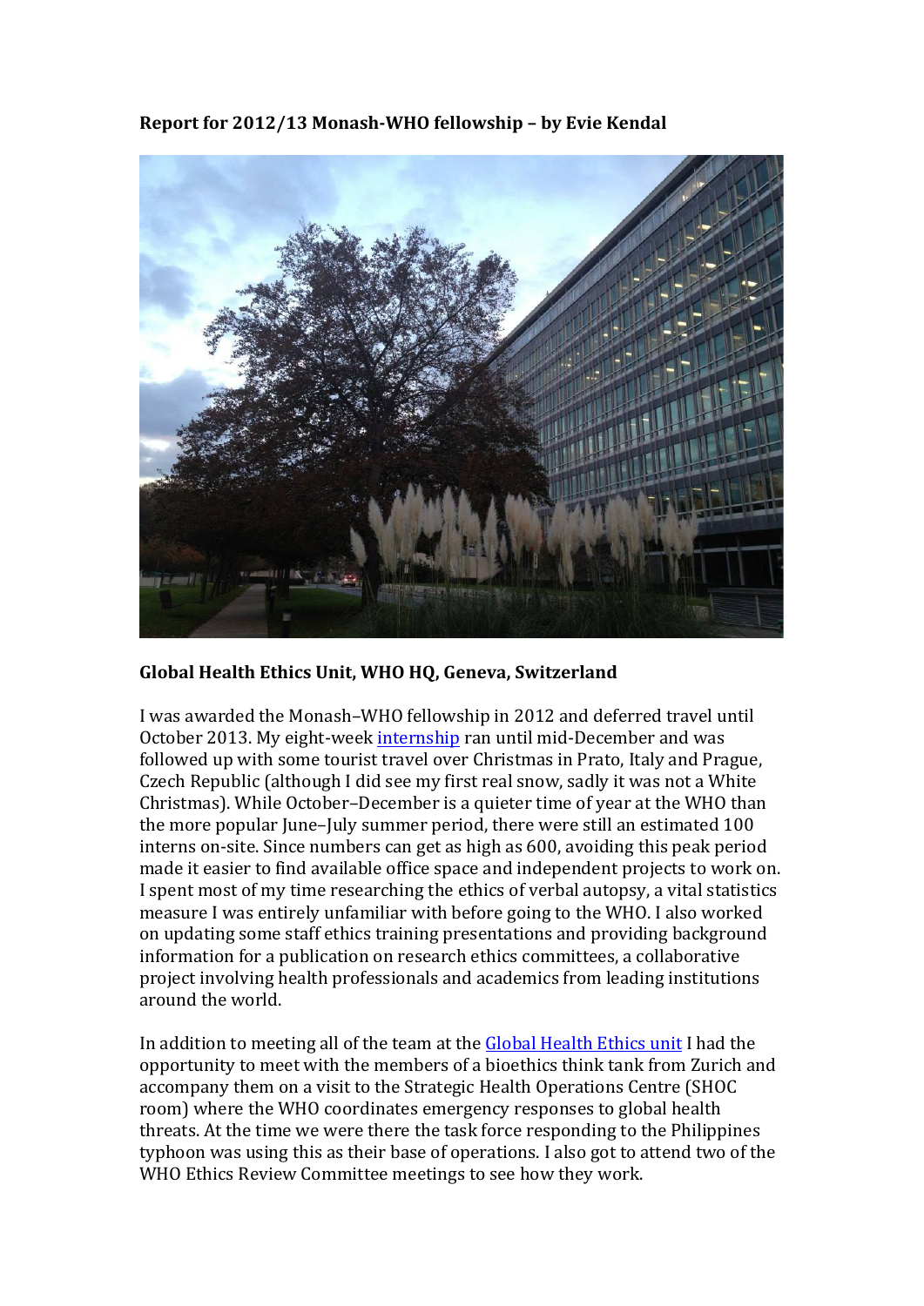**Report for 2012/13 Monash-WHO fellowship – by Evie Kendal**

**Global Health Ethics Unit, WHO HQ, Geneva, Switzerland**

I was awarded the Monash–WHO fellowship in 2012 and deferred travel until October 2013. My eight-week internship ran until mid-December and was followed up with some tourist travel over Christmas in Prato, Italy and Prague, Czech Republic (although I did see my first real snow, sadly it was not a White Christmas). While October–December is a quieter time of year at the WHO than the more popular June–July summer period, there were still an estimated 100 interns on-site. Since numbers can get as high as 600, avoiding this peak period made it easier to find available office space and independent projects to work on. I spent most of my time researching the ethics of verbal autopsy, a vital statistics measure I was entirely unfamiliar with before going to the WHO. I also worked on updating some staff ethics training presentations and providing background information for a publication on research ethics committees, a collaborative project involving health professionals and academics from leading institutions around the world.

In addition to meeting all of the team at the Global Health Ethics unit I had the opportunity to meet with the members of a bioethics think tank from Zurich and accompany them on a visit to the Strategic Health Operations Centre (SHOC room) where the WHO coordinates emergency responses to global health threats. At the time we were there the task force responding to the Philippines typhoon was using this as their base of operations. I also got to attend two of the WHO Ethics Review Committee meetings to see how they work.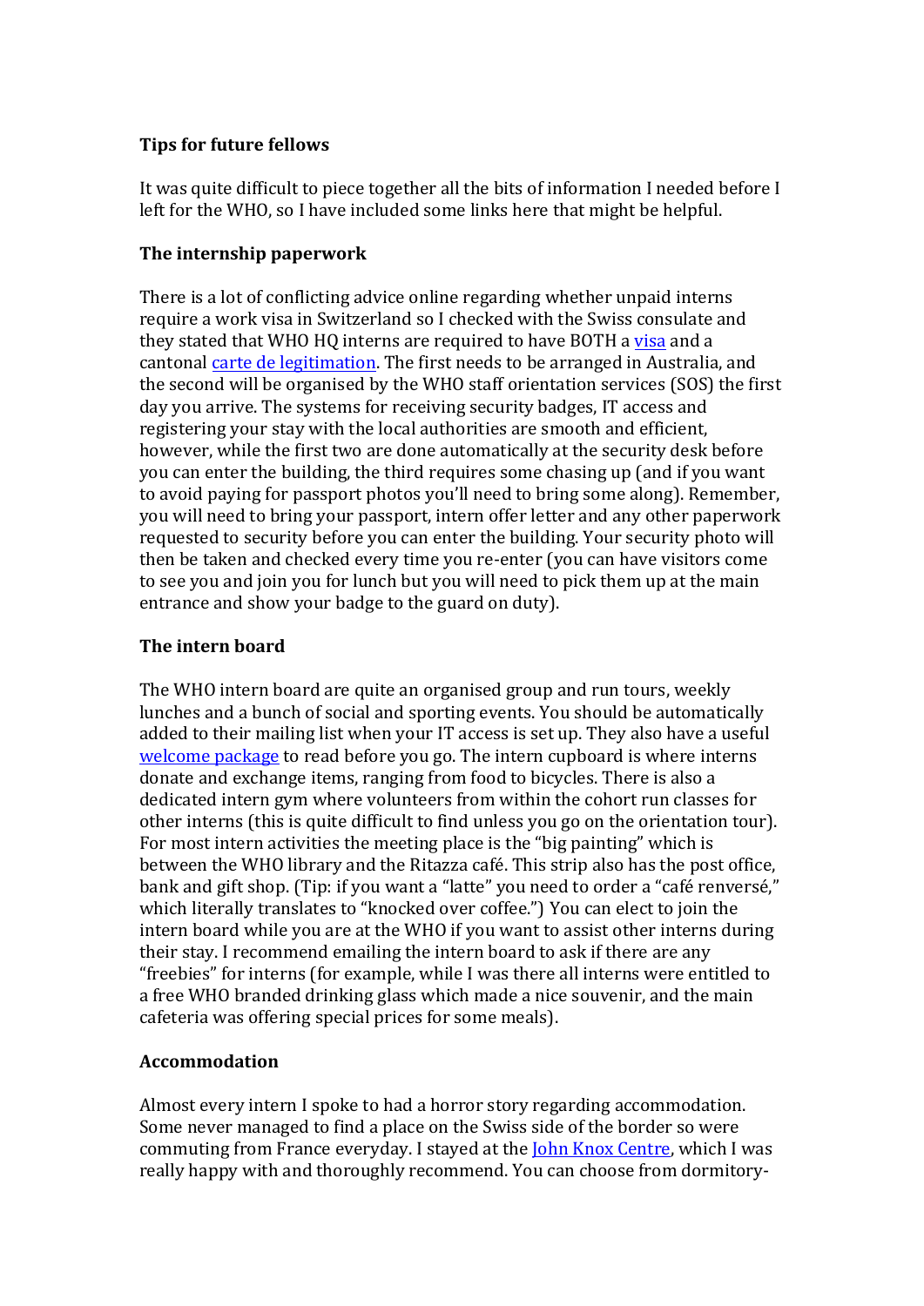**Tips for future fellows**

It was quite difficult to piece together all the bits of information I needed before I left for the WHO, so I have included some links here that might be helpful.

**The internship paperwork**

There is a lot of conflicting advice online regarding whether unpaid interns require a work visa in Switzerland so I checked with the Swiss consulate and they stated that WHO HQ interns are required to have BOTH a visa and a cantonal carte de legitimation. The first needs to be arranged in Australia, and the second will be organised by the WHO staff orientation services (SOS) the first day you arrive. The systems for receiving security badges, IT access and registering your stay with the local authorities are smooth and efficient, however, while the first two are done automatically at the security desk before you can enter the building, the third requires some chasing up (and if you want to avoid paying for passport photos you'll need to bring some along). Remember, you will need to bring your passport, intern offer letter and any other paperwork requested to security before you can enter the building. Your security photo will then be taken and checked every time you re-enter (you can have visitors come to see you and join you for lunch but you will need to pick them up at the main entrance and show your badge to the guard on duty).

**The intern board**

The WHO intern board are quite an organised group and run tours, weekly lunches and a bunch of social and sporting events. You should be automatically added to their mailing list when your IT access is set up. They also have a useful welcome package to read before you go. The intern cupboard is where interns donate and exchange items, ranging from food to bicycles. There is also a dedicated intern gym where volunteers from within the cohort run classes for other interns (this is quite difficult to find unless you go on the orientation tour). For most intern activities the meeting place is the "big painting" which is between the WHO library and the Ritazza café. This strip also has the post office, bank and gift shop. (Tip: if you want a "latte" you need to order a "café renversé," which literally translates to "knocked over coffee.") You can elect to join the intern board while you are at the WHO if you want to assist other interns during their stay. I recommend emailing the intern board to ask if there are any "freebies" for interns (for example, while I was there all interns were entitled to a free WHO branded drinking glass which made a nice souvenir, and the main cafeteria was offering special prices for some meals).

**Accommodation**

Almost every intern I spoke to had a horror story regarding accommodation. Some never managed to find a place on the Swiss side of the border so were commuting from France everyday. I stayed at the John Knox Centre, which I was really happy with and thoroughly recommend. You can choose from dormitory-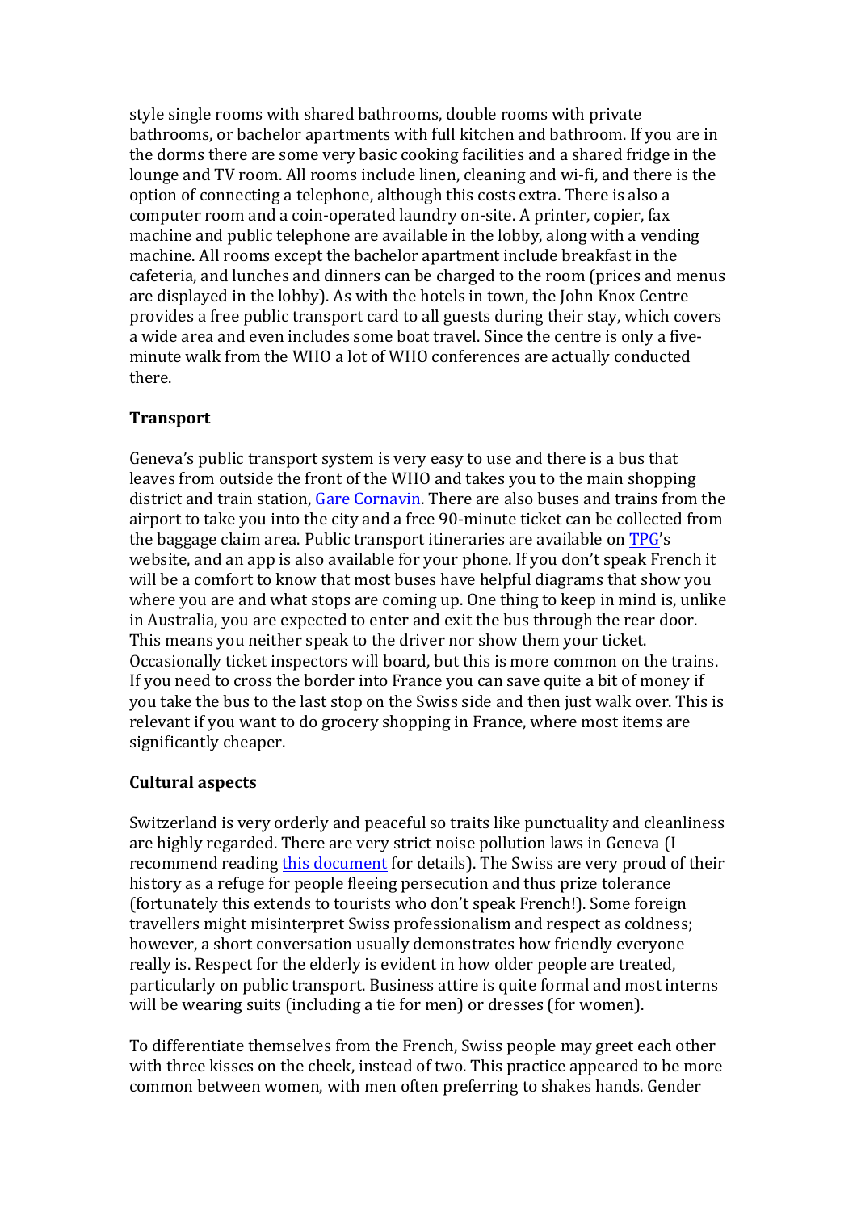style single rooms with shared bathrooms, double rooms with private bathrooms, or bachelor apartments with full kitchen and bathroom. If you are in the dorms there are some very basic cooking facilities and a shared fridge in the lounge and TV room. All rooms include linen, cleaning and wi-fi, and there is the option of connecting a telephone, although this costs extra. There is also a computer room and a coin-operated laundry on-site. A printer, copier, fax machine and public telephone are available in the lobby, along with a vending machine. All rooms except the bachelor apartment include breakfast in the cafeteria, and lunches and dinners can be charged to the room (prices and menus are displayed in the lobby). As with the hotels in town, the John Knox Centre provides a free public transport card to all guests during their stay, which covers a wide area and even includes some boat travel. Since the centre is only a five-minute walk from the WHO a lot of WHO conferences are actually conducted there.

**Transport**

Geneva's public transport system is very easy to use and there is a bus that leaves from outside the front of the WHO and takes you to the main shopping district and train station, Gare Cornavin. There are also buses and trains from the airport to take you into the city and a free 90-minute ticket can be collected from the baggage claim area. Public transport itineraries are available on TPG's website, and an app is also available for your phone. If you don't speak French it will be a comfort to know that most buses have helpful diagrams that show you where you are and what stops are coming up. One thing to keep in mind is, unlike in Australia, you are expected to enter and exit the bus through the rear door. This means you neither speak to the driver nor show them your ticket. Occasionally ticket inspectors will board, but this is more common on the trains. If you need to cross the border into France you can save quite a bit of money if you take the bus to the last stop on the Swiss side and then just walk over. This is relevant if you want to do grocery shopping in France, where most items are significantly cheaper.

**Cultural aspects**

Switzerland is very orderly and peaceful so traits like punctuality and cleanliness are highly regarded. There are very strict noise pollution laws in Geneva (I recommend reading this document for details). The Swiss are very proud of their history as a refuge for people fleeing persecution and thus prize tolerance (fortunately this extends to tourists who don't speak French!). Some foreign travellers might misinterpret Swiss professionalism and respect as coldness; however, a short conversation usually demonstrates how friendly everyone really is. Respect for the elderly is evident in how older people are treated, particularly on public transport. Business attire is quite formal and most interns will be wearing suits (including a tie for men) or dresses (for women).

To differentiate themselves from the French, Swiss people may greet each other with three kisses on the cheek, instead of two. This practice appeared to be more common between women, with men often preferring to shakes hands. Gender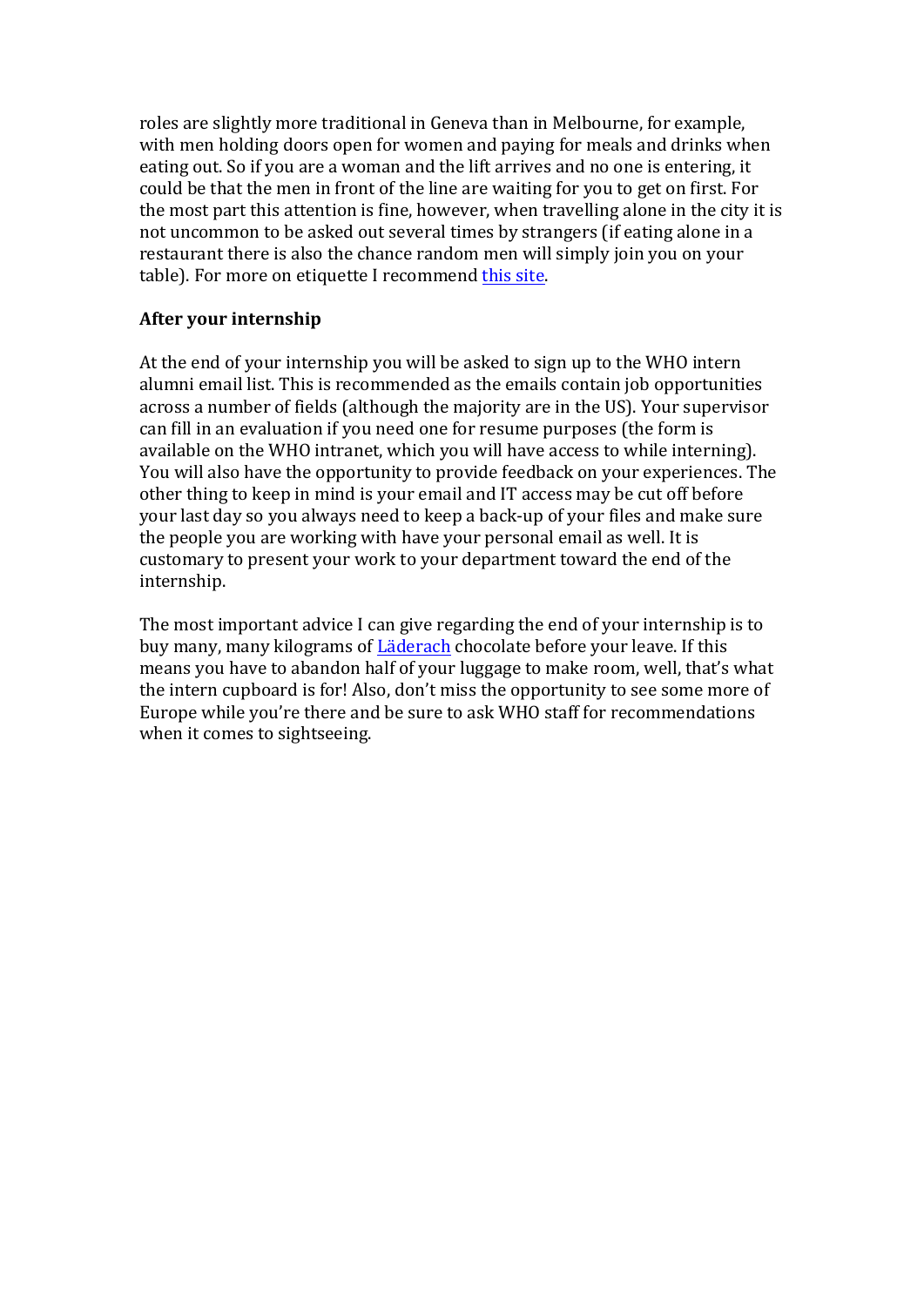roles are slightly more traditional in Geneva than in Melbourne, for example, with men holding doors open for women and paying for meals and drinks when eating out. So if you are a woman and the lift arrives and no one is entering, it could be that the men in front of the line are waiting for you to get on first. For the most part this attention is fine, however, when travelling alone in the city it is not uncommon to be asked out several times by strangers (if eating alone in a restaurant there is also the chance random men will simply join you on your table). For more on etiquette I recommend this site.

**After your internship**

At the end of your internship you will be asked to sign up to the WHO intern alumni email list. This is recommended as the emails contain job opportunities across a number of fields (although the majority are in the US). Your supervisor can fill in an evaluation if you need one for resume purposes (the form is available on the WHO intranet, which you will have access to while interning). You will also have the opportunity to provide feedback on your experiences. The other thing to keep in mind is your email and IT access may be cut off before your last day so you always need to keep a back-up of your files and make sure the people you are working with have your personal email as well. It is customary to present your work to your department toward the end of the internship.

The most important advice I can give regarding the end of your internship is to buy many, many kilograms of Läderach chocolate before your leave. If this means you have to abandon half of your luggage to make room, well, that's what the intern cupboard is for! Also, don't miss the opportunity to see some more of Europe while you're there and be sure to ask WHO staff for recommendations when it comes to sightseeing.